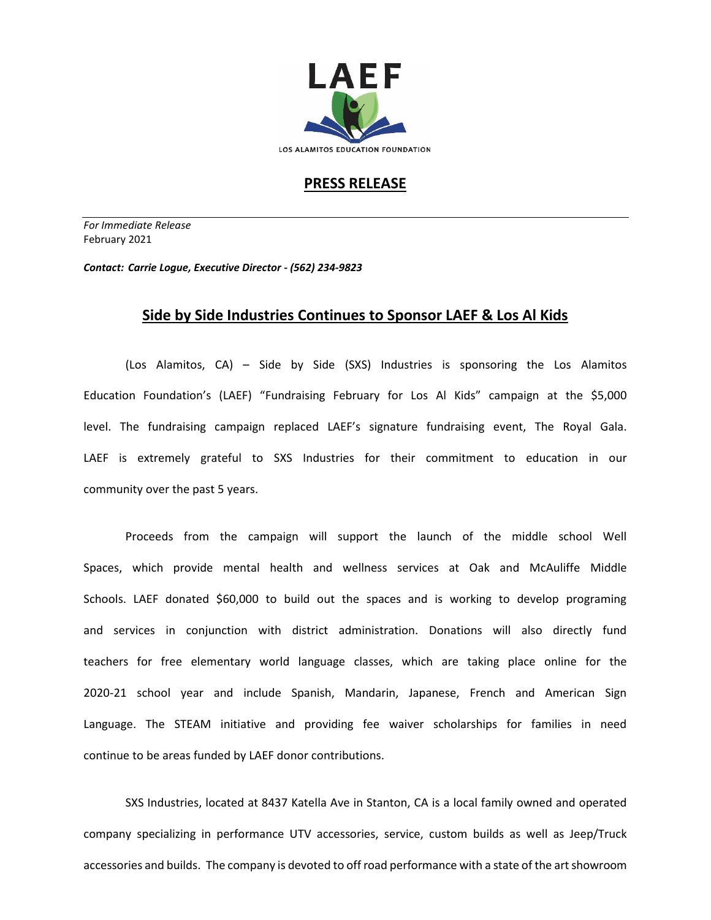LAEF

LOS ALAMITOS EDUCATION FOUNDATION

# PRESS RELEASE

*For Immediate Release*
February 2021

***Contact: Carrie Logue, Executive Director - (562) 234-9823***

## Side by Side Industries Continues to Sponsor LAEF & Los Al Kids

(Los Alamitos, CA) – Side by Side (SXS) Industries is sponsoring the Los Alamitos Education Foundation's (LAEF) "Fundraising February for Los Al Kids" campaign at the $5,000 level. The fundraising campaign replaced LAEF's signature fundraising event, The Royal Gala. LAEF is extremely grateful to SXS Industries for their commitment to education in our community over the past 5 years.

Proceeds from the campaign will support the launch of the middle school Well Spaces, which provide mental health and wellness services at Oak and McAuliffe Middle Schools. LAEF donated $60,000 to build out the spaces and is working to develop programing and services in conjunction with district administration. Donations will also directly fund teachers for free elementary world language classes, which are taking place online for the 2020-21 school year and include Spanish, Mandarin, Japanese, French and American Sign Language. The STEAM initiative and providing fee waiver scholarships for families in need continue to be areas funded by LAEF donor contributions.

SXS Industries, located at 8437 Katella Ave in Stanton, CA is a local family owned and operated company specializing in performance UTV accessories, service, custom builds as well as Jeep/Truck accessories and builds. The company is devoted to off road performance with a state of the art showroom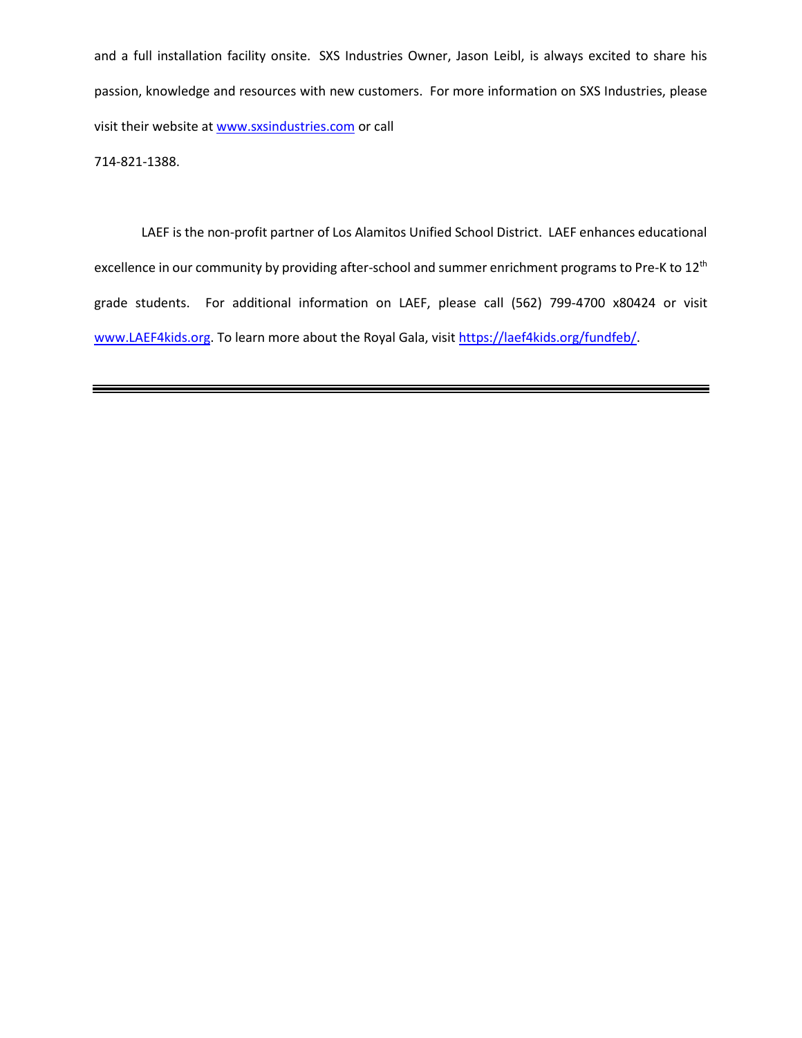and a full installation facility onsite. SXS Industries Owner, Jason Leibl, is always excited to share his passion, knowledge and resources with new customers. For more information on SXS Industries, please visit their website at www.sxsindustries.com or call 714-821-1388.

LAEF is the non-profit partner of Los Alamitos Unified School District. LAEF enhances educational excellence in our community by providing after-school and summer enrichment programs to Pre-K to 12th grade students. For additional information on LAEF, please call (562) 799-4700 x80424 or visit www.LAEF4kids.org. To learn more about the Royal Gala, visit https://laef4kids.org/fundfeb/.

---